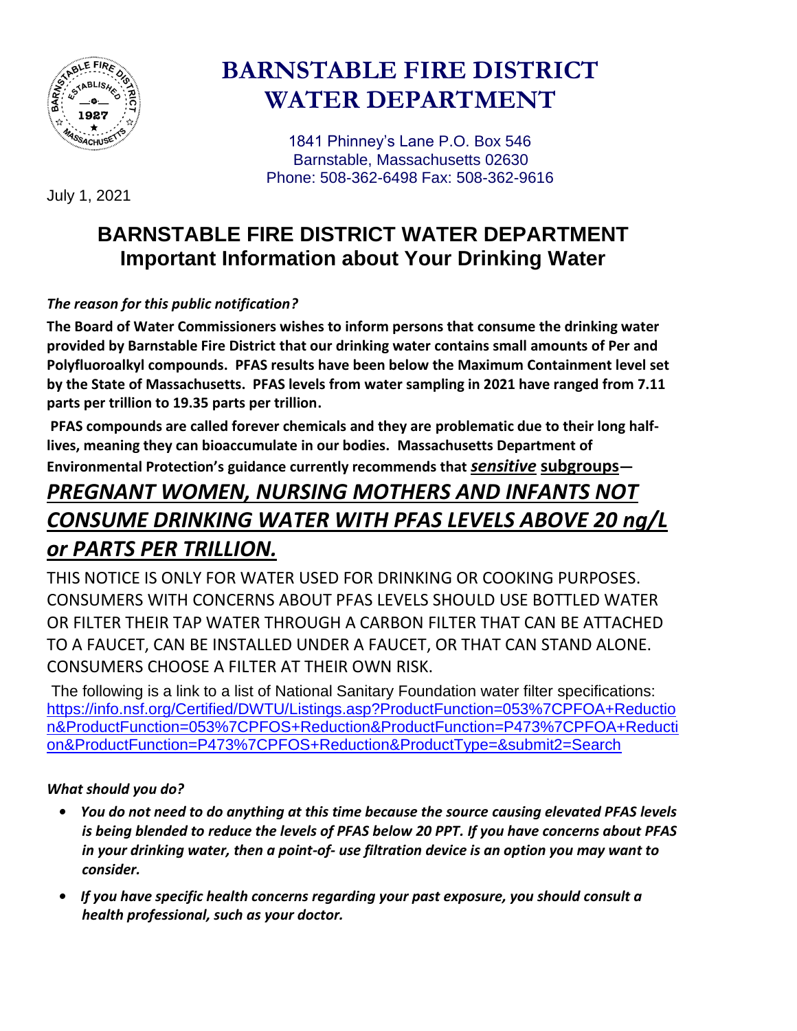# BARNSTABLE FIRE DISTRICT WATER DEPARTMENT

1841 Phinney's Lane P.O. Box 546
Barnstable, Massachusetts 02630
Phone: 508-362-6498 Fax: 508-362-9616

July 1, 2021

## BARNSTABLE FIRE DISTRICT WATER DEPARTMENT
## Important Information about Your Drinking Water

***The reason for this public notification?***

**The Board of Water Commissioners wishes to inform persons that consume the drinking water provided by Barnstable Fire District that our drinking water contains small amounts of Per and Polyfluoroalkyl compounds. PFAS results have been below the Maximum Containment level set by the State of Massachusetts. PFAS levels from water sampling in 2021 have ranged from 7.11 parts per trillion to 19.35 parts per trillion.**

**PFAS compounds are called forever chemicals and they are problematic due to their long half-lives, meaning they can bioaccumulate in our bodies. Massachusetts Department of Environmental Protection's guidance currently recommends that *sensitive* subgroups—**

***PREGNANT WOMEN, NURSING MOTHERS AND INFANTS NOT CONSUME DRINKING WATER WITH PFAS LEVELS ABOVE 20 ng/L or PARTS PER TRILLION.***

THIS NOTICE IS ONLY FOR WATER USED FOR DRINKING OR COOKING PURPOSES. CONSUMERS WITH CONCERNS ABOUT PFAS LEVELS SHOULD USE BOTTLED WATER OR FILTER THEIR TAP WATER THROUGH A CARBON FILTER THAT CAN BE ATTACHED TO A FAUCET, CAN BE INSTALLED UNDER A FAUCET, OR THAT CAN STAND ALONE. CONSUMERS CHOOSE A FILTER AT THEIR OWN RISK.

The following is a link to a list of National Sanitary Foundation water filter specifications: https://info.nsf.org/Certified/DWTU/Listings.asp?ProductFunction=053%7CPFOA+Reduction&ProductFunction=053%7CPFOS+Reduction&ProductFunction=P473%7CPFOA+Reduction&ProductFunction=P473%7CPFOS+Reduction&ProductType=&submit2=Search

***What should you do?***

- ***You do not need to do anything at this time because the source causing elevated PFAS levels is being blended to reduce the levels of PFAS below 20 PPT. If you have concerns about PFAS in your drinking water, then a point-of- use filtration device is an option you may want to consider.***
- ***If you have specific health concerns regarding your past exposure, you should consult a health professional, such as your doctor.***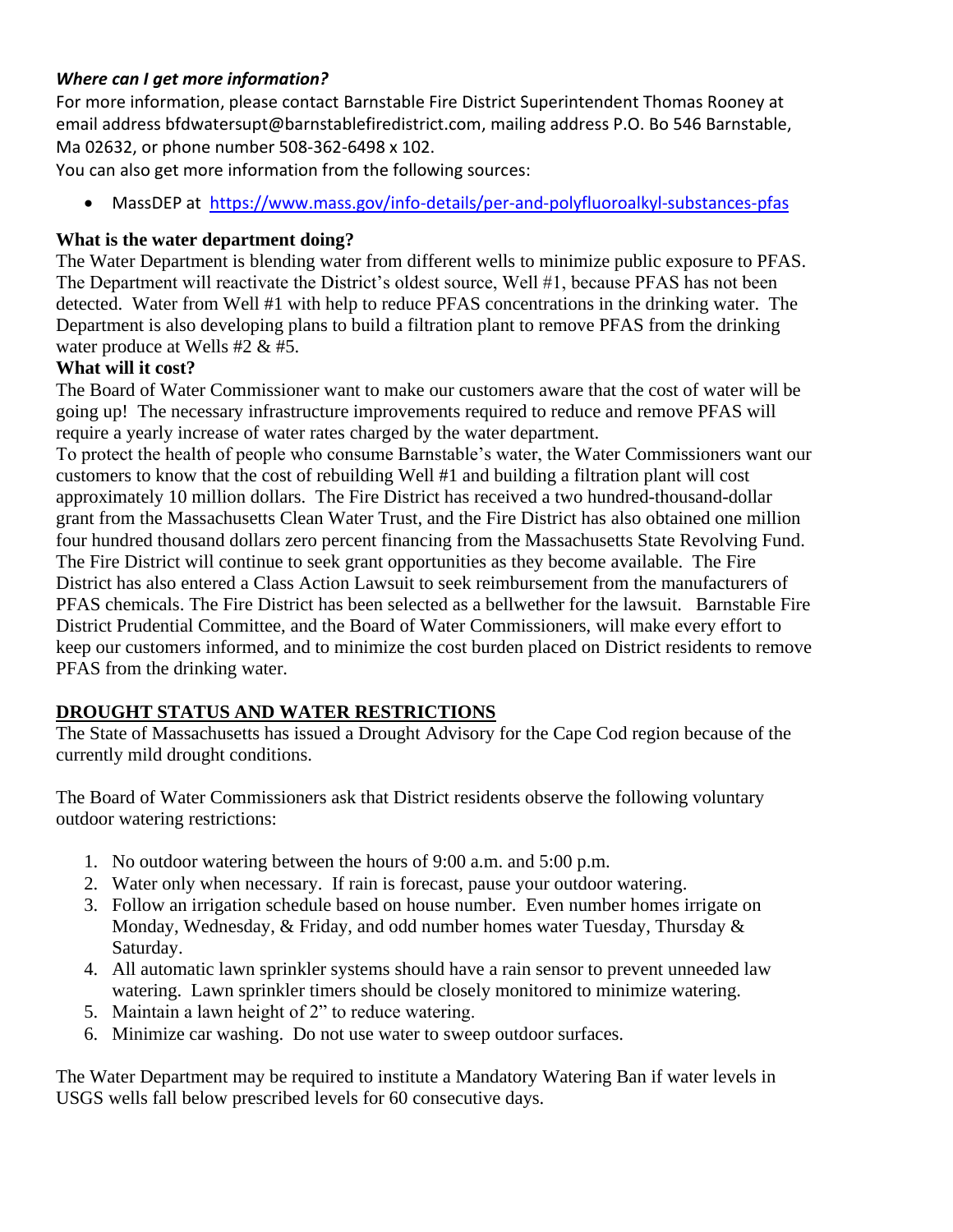***Where can I get more information?***

For more information, please contact Barnstable Fire District Superintendent Thomas Rooney at email address bfdwatersupt@barnstablefiredistrict.com, mailing address P.O. Bo 546 Barnstable, Ma 02632, or phone number 508-362-6498 x 102.

You can also get more information from the following sources:

- MassDEP at [https://www.mass.gov/info-details/per-and-polyfluoroalkyl-substances-pfas](https://www.mass.gov/info-details/per-and-polyfluoroalkyl-substances-pfas)

**What is the water department doing?**

The Water Department is blending water from different wells to minimize public exposure to PFAS. The Department will reactivate the District's oldest source, Well #1, because PFAS has not been detected. Water from Well #1 with help to reduce PFAS concentrations in the drinking water. The Department is also developing plans to build a filtration plant to remove PFAS from the drinking water produce at Wells #2 & #5.

**What will it cost?**

The Board of Water Commissioner want to make our customers aware that the cost of water will be going up! The necessary infrastructure improvements required to reduce and remove PFAS will require a yearly increase of water rates charged by the water department.

To protect the health of people who consume Barnstable's water, the Water Commissioners want our customers to know that the cost of rebuilding Well #1 and building a filtration plant will cost approximately 10 million dollars. The Fire District has received a two hundred-thousand-dollar grant from the Massachusetts Clean Water Trust, and the Fire District has also obtained one million four hundred thousand dollars zero percent financing from the Massachusetts State Revolving Fund. The Fire District will continue to seek grant opportunities as they become available. The Fire District has also entered a Class Action Lawsuit to seek reimbursement from the manufacturers of PFAS chemicals. The Fire District has been selected as a bellwether for the lawsuit. Barnstable Fire District Prudential Committee, and the Board of Water Commissioners, will make every effort to keep our customers informed, and to minimize the cost burden placed on District residents to remove PFAS from the drinking water.

## DROUGHT STATUS AND WATER RESTRICTIONS

The State of Massachusetts has issued a Drought Advisory for the Cape Cod region because of the currently mild drought conditions.

The Board of Water Commissioners ask that District residents observe the following voluntary outdoor watering restrictions:

1. No outdoor watering between the hours of 9:00 a.m. and 5:00 p.m.
2. Water only when necessary. If rain is forecast, pause your outdoor watering.
3. Follow an irrigation schedule based on house number. Even number homes irrigate on Monday, Wednesday, & Friday, and odd number homes water Tuesday, Thursday & Saturday.
4. All automatic lawn sprinkler systems should have a rain sensor to prevent unneeded law watering. Lawn sprinkler timers should be closely monitored to minimize watering.
5. Maintain a lawn height of 2" to reduce watering.
6. Minimize car washing. Do not use water to sweep outdoor surfaces.

The Water Department may be required to institute a Mandatory Watering Ban if water levels in USGS wells fall below prescribed levels for 60 consecutive days.